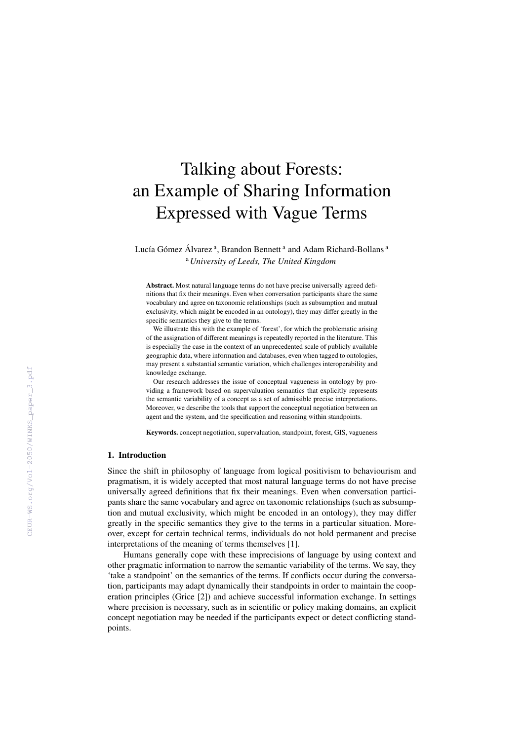# Talking about Forests: an Example of Sharing Information Expressed with Vague Terms

Lucía Gómez Álvarez [a], Brandon Bennett [a] and Adam Richard-Bollans [a]

[a] *University of Leeds, The United Kingdom*

**Abstract.** Most natural language terms do not have precise universally agreed definitions that fix their meanings. Even when conversation participants share the same vocabulary and agree on taxonomic relationships (such as subsumption and mutual exclusivity, which might be encoded in an ontology), they may differ greatly in the specific semantics they give to the terms.

We illustrate this with the example of 'forest', for which the problematic arising of the assignation of different meanings is repeatedly reported in the literature. This is especially the case in the context of an unprecedented scale of publicly available geographic data, where information and databases, even when tagged to ontologies, may present a substantial semantic variation, which challenges interoperability and knowledge exchange.

Our research addresses the issue of conceptual vagueness in ontology by providing a framework based on supervaluation semantics that explicitly represents the semantic variability of a concept as a set of admissible precise interpretations. Moreover, we describe the tools that support the conceptual negotiation between an agent and the system, and the specification and reasoning within standpoints.

**Keywords.** concept negotiation, supervaluation, standpoint, forest, GIS, vagueness

## 1. Introduction

Since the shift in philosophy of language from logical positivism to behaviourism and pragmatism, it is widely accepted that most natural language terms do not have precise universally agreed definitions that fix their meanings. Even when conversation participants share the same vocabulary and agree on taxonomic relationships (such as subsumption and mutual exclusivity, which might be encoded in an ontology), they may differ greatly in the specific semantics they give to the terms in a particular situation. Moreover, except for certain technical terms, individuals do not hold permanent and precise interpretations of the meaning of terms themselves [1].

Humans generally cope with these imprecisions of language by using context and other pragmatic information to narrow the semantic variability of the terms. We say, they 'take a standpoint' on the semantics of the terms. If conflicts occur during the conversation, participants may adapt dynamically their standpoints in order to maintain the cooperation principles (Grice [2]) and achieve successful information exchange. In settings where precision is necessary, such as in scientific or policy making domains, an explicit concept negotiation may be needed if the participants expect or detect conflicting standpoints.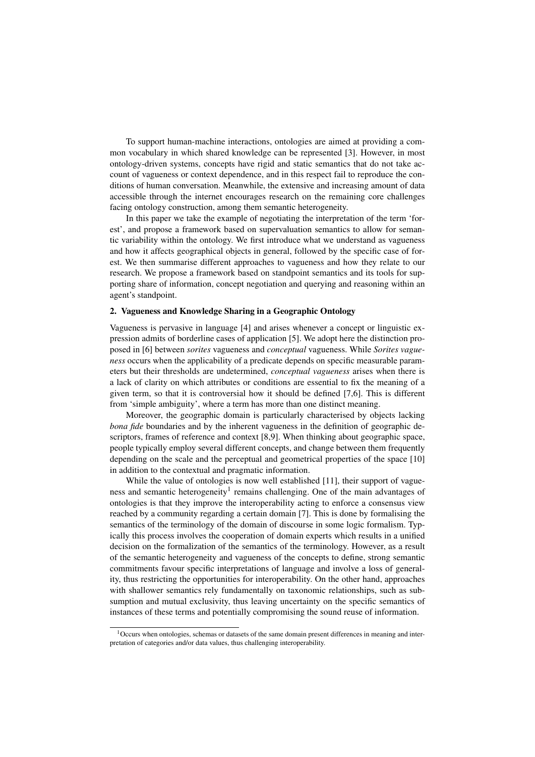To support human-machine interactions, ontologies are aimed at providing a common vocabulary in which shared knowledge can be represented [3]. However, in most ontology-driven systems, concepts have rigid and static semantics that do not take account of vagueness or context dependence, and in this respect fail to reproduce the conditions of human conversation. Meanwhile, the extensive and increasing amount of data accessible through the internet encourages research on the remaining core challenges facing ontology construction, among them semantic heterogeneity.

In this paper we take the example of negotiating the interpretation of the term 'forest', and propose a framework based on supervaluation semantics to allow for semantic variability within the ontology. We first introduce what we understand as vagueness and how it affects geographical objects in general, followed by the specific case of forest. We then summarise different approaches to vagueness and how they relate to our research. We propose a framework based on standpoint semantics and its tools for supporting share of information, concept negotiation and querying and reasoning within an agent's standpoint.

## 2. Vagueness and Knowledge Sharing in a Geographic Ontology

Vagueness is pervasive in language [4] and arises whenever a concept or linguistic expression admits of borderline cases of application [5]. We adopt here the distinction proposed in [6] between *sorites* vagueness and *conceptual* vagueness. While *Sorites vagueness* occurs when the applicability of a predicate depends on specific measurable parameters but their thresholds are undetermined, *conceptual vagueness* arises when there is a lack of clarity on which attributes or conditions are essential to fix the meaning of a given term, so that it is controversial how it should be defined [7,6]. This is different from 'simple ambiguity', where a term has more than one distinct meaning.

Moreover, the geographic domain is particularly characterised by objects lacking *bona fide* boundaries and by the inherent vagueness in the definition of geographic descriptors, frames of reference and context [8,9]. When thinking about geographic space, people typically employ several different concepts, and change between them frequently depending on the scale and the perceptual and geometrical properties of the space [10] in addition to the contextual and pragmatic information.

While the value of ontologies is now well established [11], their support of vagueness and semantic heterogeneity[1] remains challenging. One of the main advantages of ontologies is that they improve the interoperability acting to enforce a consensus view reached by a community regarding a certain domain [7]. This is done by formalising the semantics of the terminology of the domain of discourse in some logic formalism. Typically this process involves the cooperation of domain experts which results in a unified decision on the formalization of the semantics of the terminology. However, as a result of the semantic heterogeneity and vagueness of the concepts to define, strong semantic commitments favour specific interpretations of language and involve a loss of generality, thus restricting the opportunities for interoperability. On the other hand, approaches with shallower semantics rely fundamentally on taxonomic relationships, such as subsumption and mutual exclusivity, thus leaving uncertainty on the specific semantics of instances of these terms and potentially compromising the sound reuse of information.

[1] Occurs when ontologies, schemas or datasets of the same domain present differences in meaning and interpretation of categories and/or data values, thus challenging interoperability.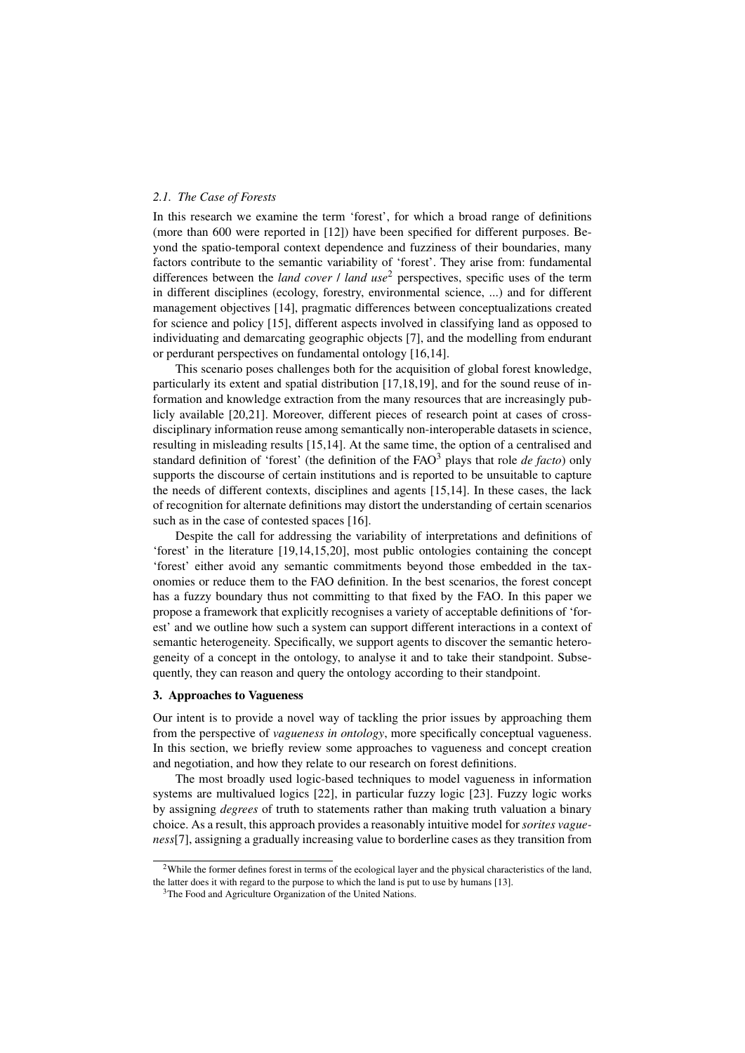### 2.1. The Case of Forests

In this research we examine the term 'forest', for which a broad range of definitions (more than 600 were reported in [12]) have been specified for different purposes. Beyond the spatio-temporal context dependence and fuzziness of their boundaries, many factors contribute to the semantic variability of 'forest'. They arise from: fundamental differences between the *land cover / land use*[2] perspectives, specific uses of the term in different disciplines (ecology, forestry, environmental science, ...) and for different management objectives [14], pragmatic differences between conceptualizations created for science and policy [15], different aspects involved in classifying land as opposed to individuating and demarcating geographic objects [7], and the modelling from endurant or perdurant perspectives on fundamental ontology [16,14].

This scenario poses challenges both for the acquisition of global forest knowledge, particularly its extent and spatial distribution [17,18,19], and for the sound reuse of information and knowledge extraction from the many resources that are increasingly publicly available [20,21]. Moreover, different pieces of research point at cases of cross-disciplinary information reuse among semantically non-interoperable datasets in science, resulting in misleading results [15,14]. At the same time, the option of a centralised and standard definition of 'forest' (the definition of the FAO[3] plays that role *de facto*) only supports the discourse of certain institutions and is reported to be unsuitable to capture the needs of different contexts, disciplines and agents [15,14]. In these cases, the lack of recognition for alternate definitions may distort the understanding of certain scenarios such as in the case of contested spaces [16].

Despite the call for addressing the variability of interpretations and definitions of 'forest' in the literature [19,14,15,20], most public ontologies containing the concept 'forest' either avoid any semantic commitments beyond those embedded in the taxonomies or reduce them to the FAO definition. In the best scenarios, the forest concept has a fuzzy boundary thus not committing to that fixed by the FAO. In this paper we propose a framework that explicitly recognises a variety of acceptable definitions of 'forest' and we outline how such a system can support different interactions in a context of semantic heterogeneity. Specifically, we support agents to discover the semantic heterogeneity of a concept in the ontology, to analyse it and to take their standpoint. Subsequently, they can reason and query the ontology according to their standpoint.

## 3. Approaches to Vagueness

Our intent is to provide a novel way of tackling the prior issues by approaching them from the perspective of *vagueness in ontology*, more specifically conceptual vagueness. In this section, we briefly review some approaches to vagueness and concept creation and negotiation, and how they relate to our research on forest definitions.

The most broadly used logic-based techniques to model vagueness in information systems are multivalued logics [22], in particular fuzzy logic [23]. Fuzzy logic works by assigning *degrees* of truth to statements rather than making truth valuation a binary choice. As a result, this approach provides a reasonably intuitive model for *sorites vagueness*[7], assigning a gradually increasing value to borderline cases as they transition from

[2] While the former defines forest in terms of the ecological layer and the physical characteristics of the land, the latter does it with regard to the purpose to which the land is put to use by humans [13].

[3] The Food and Agriculture Organization of the United Nations.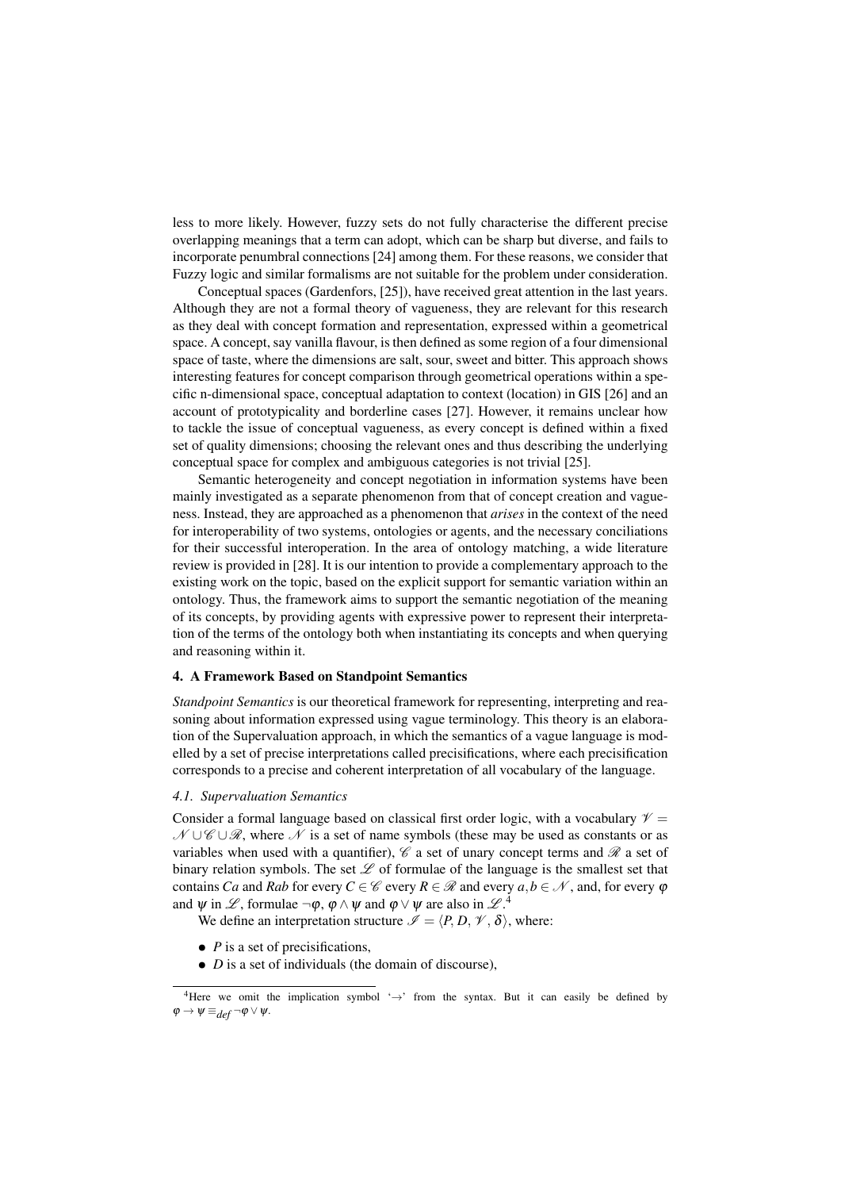less to more likely. However, fuzzy sets do not fully characterise the different precise overlapping meanings that a term can adopt, which can be sharp but diverse, and fails to incorporate penumbral connections [24] among them. For these reasons, we consider that Fuzzy logic and similar formalisms are not suitable for the problem under consideration.

Conceptual spaces (Gardenfors, [25]), have received great attention in the last years. Although they are not a formal theory of vagueness, they are relevant for this research as they deal with concept formation and representation, expressed within a geometrical space. A concept, say vanilla flavour, is then defined as some region of a four dimensional space of taste, where the dimensions are salt, sour, sweet and bitter. This approach shows interesting features for concept comparison through geometrical operations within a specific n-dimensional space, conceptual adaptation to context (location) in GIS [26] and an account of prototypicality and borderline cases [27]. However, it remains unclear how to tackle the issue of conceptual vagueness, as every concept is defined within a fixed set of quality dimensions; choosing the relevant ones and thus describing the underlying conceptual space for complex and ambiguous categories is not trivial [25].

Semantic heterogeneity and concept negotiation in information systems have been mainly investigated as a separate phenomenon from that of concept creation and vagueness. Instead, they are approached as a phenomenon that *arises* in the context of the need for interoperability of two systems, ontologies or agents, and the necessary conciliations for their successful interoperation. In the area of ontology matching, a wide literature review is provided in [28]. It is our intention to provide a complementary approach to the existing work on the topic, based on the explicit support for semantic variation within an ontology. Thus, the framework aims to support the semantic negotiation of the meaning of its concepts, by providing agents with expressive power to represent their interpretation of the terms of the ontology both when instantiating its concepts and when querying and reasoning within it.

## 4. A Framework Based on Standpoint Semantics

*Standpoint Semantics* is our theoretical framework for representing, interpreting and reasoning about information expressed using vague terminology. This theory is an elaboration of the Supervaluation approach, in which the semantics of a vague language is modelled by a set of precise interpretations called precisifications, where each precisification corresponds to a precise and coherent interpretation of all vocabulary of the language.

### 4.1. Supervaluation Semantics

Consider a formal language based on classical first order logic, with a vocabulary $\mathcal{V} = \mathcal{N} \cup \mathcal{C} \cup \mathcal{R}$, where $\mathcal{N}$ is a set of name symbols (these may be used as constants or as variables when used with a quantifier), $\mathcal{C}$ a set of unary concept terms and $\mathcal{R}$ a set of binary relation symbols. The set $\mathcal{L}$ of formulae of the language is the smallest set that contains $Ca$ and $Rab$ for every $C \in \mathcal{C}$ every $R \in \mathcal{R}$ and every $a, b \in \mathcal{N}$, and, for every $\varphi$ and $\psi$ in $\mathcal{L}$, formulae $\neg\varphi$, $\varphi \wedge \psi$ and $\varphi \vee \psi$ are also in $\mathcal{L}$.[4]

We define an interpretation structure $\mathcal{I} = \langle P, D, \mathcal{V}, \delta \rangle$, where:

- $P$ is a set of precisifications,
- $D$ is a set of individuals (the domain of discourse),

[4] Here we omit the implication symbol '$\rightarrow$' from the syntax. But it can easily be defined by $\varphi \rightarrow \psi \equiv_{def} \neg\varphi \vee \psi$.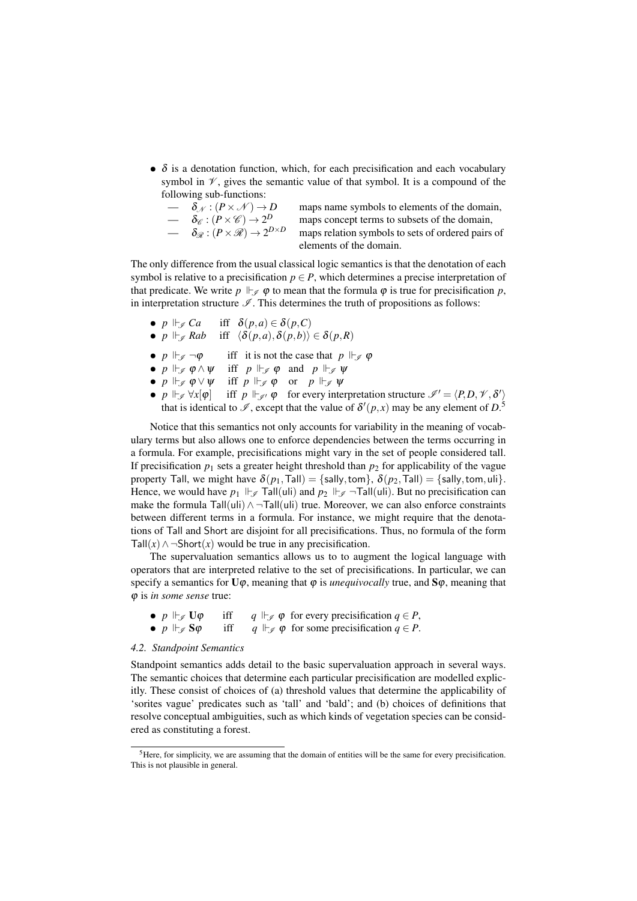- $\delta$ is a denotation function, which, for each precisification and each vocabulary symbol in $\mathscr{V}$, gives the semantic value of that symbol. It is a compound of the following sub-functions:
  - — $\delta_{\mathscr{N}} : (P \times \mathscr{N}) \rightarrow D$ maps name symbols to elements of the domain,
  - — $\delta_{\mathscr{C}} : (P \times \mathscr{C}) \rightarrow 2^D$ maps concept terms to subsets of the domain,
  - — $\delta_{\mathscr{R}} : (P \times \mathscr{R}) \rightarrow 2^{D \times D}$ maps relation symbols to sets of ordered pairs of elements of the domain.

The only difference from the usual classical logic semantics is that the denotation of each symbol is relative to a precisification $p \in P$, which determines a precise interpretation of that predicate. We write $p \Vdash_{\mathscr{I}} \varphi$ to mean that the formula $\varphi$ is true for precisification $p$, in interpretation structure $\mathscr{I}$. This determines the truth of propositions as follows:

- $p \Vdash_{\mathscr{I}} Ca$ iff $\delta(p,a) \in \delta(p,C)$
- $p \Vdash_{\mathscr{I}} Rab$ iff $\langle \delta(p,a), \delta(p,b) \rangle \in \delta(p,R)$

- $p \Vdash_{\mathscr{I}} \neg\varphi$ iff it is not the case that $p \Vdash_{\mathscr{I}} \varphi$
- $p \Vdash_{\mathscr{I}} \varphi \wedge \psi$ iff $p \Vdash_{\mathscr{I}} \varphi$ and $p \Vdash_{\mathscr{I}} \psi$
- $p \Vdash_{\mathscr{I}} \varphi \vee \psi$ iff $p \Vdash_{\mathscr{I}} \varphi$ or $p \Vdash_{\mathscr{I}} \psi$
- $p \Vdash_{\mathscr{I}} \forall x[\varphi]$ iff $p \Vdash_{\mathscr{I}'} \varphi$ for every interpretation structure $\mathscr{I}' = \langle P, D, \mathscr{V}, \delta' \rangle$ that is identical to $\mathscr{I}$, except that the value of $\delta'(p,x)$ may be any element of $D$.[5]

Notice that this semantics not only accounts for variability in the meaning of vocabulary terms but also allows one to enforce dependencies between the terms occurring in a formula. For example, precisifications might vary in the set of people considered tall. If precisification $p_1$ sets a greater height threshold than $p_2$ for applicability of the vague property Tall, we might have $\delta(p_1, \mathsf{Tall}) = \{\mathsf{sally}, \mathsf{tom}\}$, $\delta(p_2, \mathsf{Tall}) = \{\mathsf{sally}, \mathsf{tom}, \mathsf{uli}\}$. Hence, we would have $p_1 \Vdash_{\mathscr{I}} \mathsf{Tall}(\mathsf{uli})$ and $p_2 \Vdash_{\mathscr{I}} \neg\mathsf{Tall}(\mathsf{uli})$. But no precisification can make the formula $\mathsf{Tall}(\mathsf{uli}) \wedge \neg\mathsf{Tall}(\mathsf{uli})$ true. Moreover, we can also enforce constraints between different terms in a formula. For instance, we might require that the denotations of Tall and Short are disjoint for all precisifications. Thus, no formula of the form $\mathsf{Tall}(x) \wedge \neg\mathsf{Short}(x)$ would be true in any precisification.

The supervaluation semantics allows us to to augment the logical language with operators that are interpreted relative to the set of precisifications. In particular, we can specify a semantics for $\mathbf{U}\varphi$, meaning that $\varphi$ is *unequivocally* true, and $\mathbf{S}\varphi$, meaning that $\varphi$ is *in some sense* true:

- $p \Vdash_{\mathscr{I}} \mathbf{U}\varphi$ iff $q \Vdash_{\mathscr{I}} \varphi$ for every precisification $q \in P$,
- $p \Vdash_{\mathscr{I}} \mathbf{S}\varphi$ iff $q \Vdash_{\mathscr{I}} \varphi$ for some precisification $q \in P$.

### *4.2. Standpoint Semantics*

Standpoint semantics adds detail to the basic supervaluation approach in several ways. The semantic choices that determine each particular precisification are modelled explicitly. These consist of choices of (a) threshold values that determine the applicability of 'sorites vague' predicates such as 'tall' and 'bald'; and (b) choices of definitions that resolve conceptual ambiguities, such as which kinds of vegetation species can be considered as constituting a forest.

---

[5] Here, for simplicity, we are assuming that the domain of entities will be the same for every precisification. This is not plausible in general.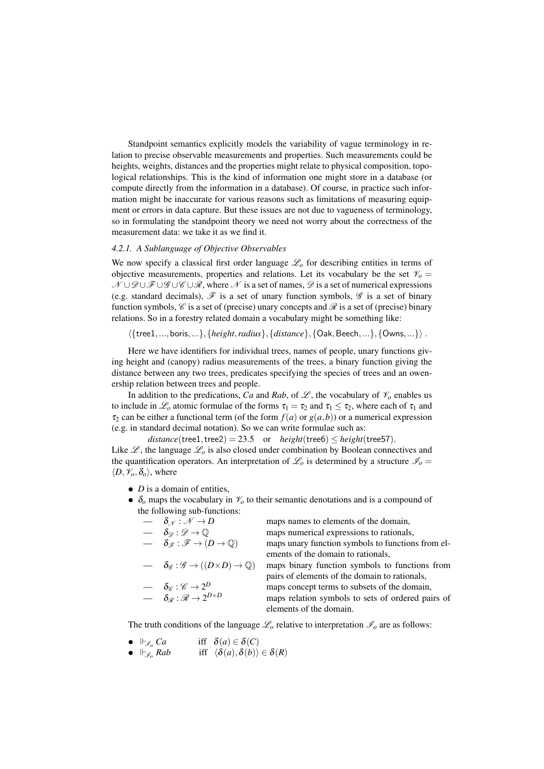Standpoint semantics explicitly models the variability of vague terminology in relation to precise observable measurements and properties. Such measurements could be heights, weights, distances and the properties might relate to physical composition, topological relationships. This is the kind of information one might store in a database (or compute directly from the information in a database). Of course, in practice such information might be inaccurate for various reasons such as limitations of measuring equipment or errors in data capture. But these issues are not due to vagueness of terminology, so in formulating the standpoint theory we need not worry about the correctness of the measurement data: we take it as we find it.

#### 4.2.1. A Sublanguage of Objective Observables

We now specify a classical first order language $\mathscr{L}_o$ for describing entities in terms of objective measurements, properties and relations. Let its vocabulary be the set $\mathscr{V}_o = \mathscr{N} \cup \mathscr{D} \cup \mathscr{F} \cup \mathscr{G} \cup \mathscr{C} \cup \mathscr{R}$, where $\mathscr{N}$ is a set of names, $\mathscr{D}$ is a set of numerical expressions (e.g. standard decimals), $\mathscr{F}$ is a set of unary function symbols, $\mathscr{G}$ is a set of binary function symbols, $\mathscr{C}$ is a set of (precise) unary concepts and $\mathscr{R}$ is a set of (precise) binary relations. So in a forestry related domain a vocabulary might be something like:

$$\langle \{\mathsf{tree1}, ..., \mathsf{boris}, ...\}, \{height, radius\}, \{distance\}, \{\mathsf{Oak}, \mathsf{Beech}, ...\}, \{\mathsf{Owns}, ...\}\rangle \,.$$

Here we have identifiers for individual trees, names of people, unary functions giving height and (canopy) radius measurements of the trees, a binary function giving the distance between any two trees, predicates specifying the species of trees and an owenership relation between trees and people.

In addition to the predications, $Ca$ and $Rab$, of $\mathscr{L}$, the vocabulary of $\mathscr{V}_o$ enables us to include in $\mathscr{L}_o$ atomic formulae of the forms $\tau_1 = \tau_2$ and $\tau_1 \leq \tau_2$, where each of $\tau_1$ and $\tau_2$ can be either a functional term (of the form $f(a)$ or $g(a,b)$) or a numerical expression (e.g. in standard decimal notation). So we can write formulae such as:

$$distance(\mathsf{tree1}, \mathsf{tree2}) = 23.5 \quad \text{or} \quad height(\mathsf{tree6}) \leq height(\mathsf{tree57}).$$

Like $\mathscr{L}$, the language $\mathscr{L}_o$ is also closed under combination by Boolean connectives and the quantification operators. An interpretation of $\mathscr{L}_o$ is determined by a structure $\mathscr{I}_o = \langle D, \mathscr{V}_o, \delta_o \rangle$, where

- $D$ is a domain of entities,
- $\delta_o$ maps the vocabulary in $\mathscr{V}_o$ to their semantic denotations and is a compound of the following sub-functions:
  - — $\delta_{\mathscr{N}} : \mathscr{N} \rightarrow D$ maps names to elements of the domain,
  - — $\delta_{\mathscr{D}} : \mathscr{D} \rightarrow \mathbb{Q}$ maps numerical expressions to rationals,
  - — $\delta_{\mathscr{F}} : \mathscr{F} \rightarrow (D \rightarrow \mathbb{Q})$ maps unary function symbols to functions from elements of the domain to rationals,
  - — $\delta_{\mathscr{G}} : \mathscr{G} \rightarrow ((D \times D) \rightarrow \mathbb{Q})$ maps binary function symbols to functions from pairs of elements of the domain to rationals,
  - — $\delta_{\mathscr{C}} : \mathscr{C} \rightarrow 2^D$ maps concept terms to subsets of the domain,
  - — $\delta_{\mathscr{R}} : \mathscr{R} \rightarrow 2^{D \times D}$ maps relation symbols to sets of ordered pairs of elements of the domain.

The truth conditions of the language $\mathscr{L}_o$ relative to interpretation $\mathscr{I}_o$ are as follows:

- $\Vdash_{\mathscr{I}_o} Ca$ iff $\delta(a) \in \delta(C)$
- $\Vdash_{\mathscr{I}_o} Rab$ iff $\langle \delta(a), \delta(b) \rangle \in \delta(R)$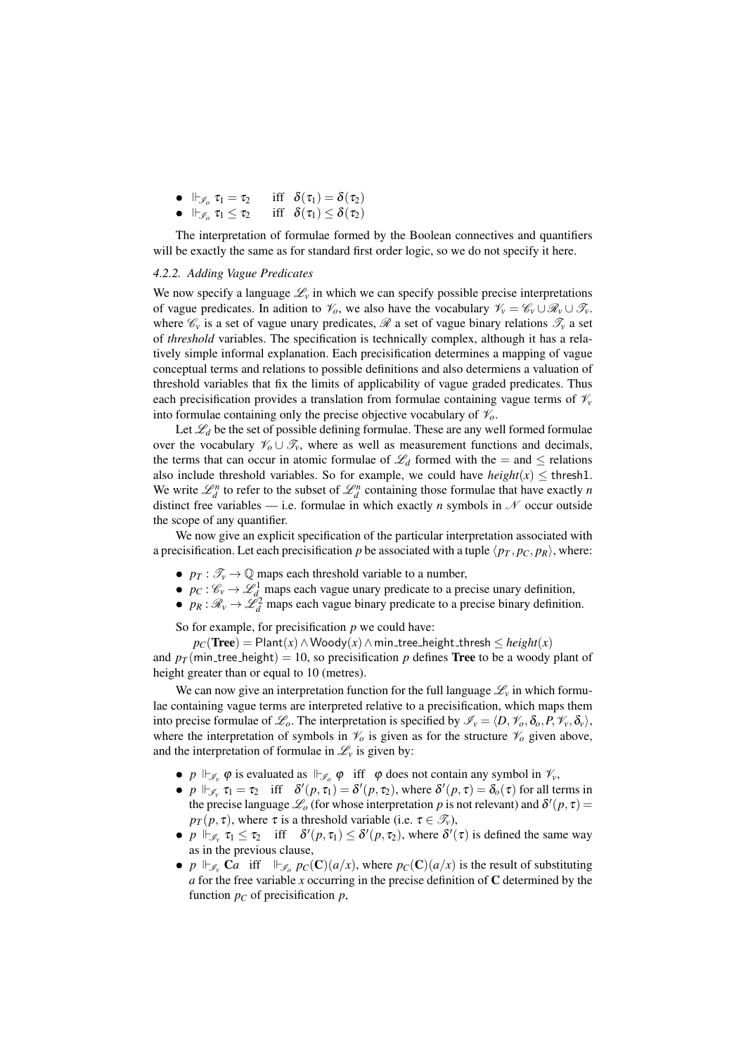- $\Vdash_{\mathscr{I}_o} \tau_1 = \tau_2$ iff $\delta(\tau_1) = \delta(\tau_2)$
- $\Vdash_{\mathscr{I}_o} \tau_1 \leq \tau_2$ iff $\delta(\tau_1) \leq \delta(\tau_2)$

The interpretation of formulae formed by the Boolean connectives and quantifiers will be exactly the same as for standard first order logic, so we do not specify it here.

#### *4.2.2. Adding Vague Predicates*

We now specify a language $\mathscr{L}_v$ in which we can specify possible precise interpretations of vague predicates. In adition to $\mathscr{V}_o$, we also have the vocabulary $\mathscr{V}_v = \mathscr{C}_v \cup \mathscr{R}_v \cup \mathscr{T}_v$. where $\mathscr{C}_v$ is a set of vague unary predicates, $\mathscr{R}$ a set of vague binary relations $\mathscr{T}_v$ a set of *threshold* variables. The specification is technically complex, although it has a relatively simple informal explanation. Each precisification determines a mapping of vague conceptual terms and relations to possible definitions and also determiens a valuation of threshold variables that fix the limits of applicability of vague graded predicates. Thus each precisification provides a translation from formulae containing vague terms of $\mathscr{V}_v$ into formulae containing only the precise objective vocabulary of $\mathscr{V}_o$.

Let $\mathscr{L}_d$ be the set of possible defining formulae. These are any well formed formulae over the vocabulary $\mathscr{V}_o \cup \mathscr{T}_v$, where as well as measurement functions and decimals, the terms that can occur in atomic formulae of $\mathscr{L}_d$ formed with the $=$ and $\leq$ relations also include threshold variables. So for example, we could have $height(x) \leq \mathsf{thresh1}$. We write $\mathscr{L}_d^n$ to refer to the subset of $\mathscr{L}_d^n$ containing those formulae that have exactly $n$ distinct free variables — i.e. formulae in which exactly $n$ symbols in $\mathscr{N}$ occur outside the scope of any quantifier.

We now give an explicit specification of the particular interpretation associated with a precisification. Let each precisification $p$ be associated with a tuple $\langle p_T, p_C, p_R \rangle$, where:

- $p_T : \mathscr{T}_v \to \mathbb{Q}$ maps each threshold variable to a number,
- $p_C : \mathscr{C}_v \to \mathscr{L}_d^1$ maps each vague unary predicate to a precise unary definition,
- $p_R : \mathscr{R}_v \to \mathscr{L}_d^2$ maps each vague binary predicate to a precise binary definition.

So for example, for precisification $p$ we could have:

$p_C(\mathbf{Tree}) = \mathsf{Plant}(x) \wedge \mathsf{Woody}(x) \wedge \mathsf{min\_tree\_height\_thresh} \leq height(x)$

and $p_T(\mathsf{min\_tree\_height}) = 10$, so precisification $p$ defines **Tree** to be a woody plant of height greater than or equal to 10 (metres).

We can now give an interpretation function for the full language $\mathscr{L}_v$ in which formulae containing vague terms are interpreted relative to a precisification, which maps them into precise formulae of $\mathscr{L}_o$. The interpretation is specified by $\mathscr{I}_v = \langle D, \mathscr{V}_o, \delta_o, P, \mathscr{V}_v, \delta_v \rangle$, where the interpretation of symbols in $\mathscr{V}_o$ is given as for the structure $\mathscr{V}_o$ given above, and the interpretation of formulae in $\mathscr{L}_v$ is given by:

- $p \Vdash_{\mathscr{I}_v} \varphi$ is evaluated as $\Vdash_{\mathscr{I}_o} \varphi$ iff $\varphi$ does not contain any symbol in $\mathscr{V}_v$,
- $p \Vdash_{\mathscr{I}_v} \tau_1 = \tau_2$ iff $\delta'(p, \tau_1) = \delta'(p, \tau_2)$, where $\delta'(p, \tau) = \delta_o(\tau)$ for all terms in the precise language $\mathscr{L}_o$ (for whose interpretation $p$ is not relevant) and $\delta'(p, \tau) = p_T(p, \tau)$, where $\tau$ is a threshold variable (i.e. $\tau \in \mathscr{T}_v$),
- $p \Vdash_{\mathscr{I}_v} \tau_1 \leq \tau_2$ iff $\delta'(p, \tau_1) \leq \delta'(p, \tau_2)$, where $\delta'(\tau)$ is defined the same way as in the previous clause,
- $p \Vdash_{\mathscr{I}_v} \mathbf{C}a$ iff $\Vdash_{\mathscr{I}_o} p_C(\mathbf{C})(a/x)$, where $p_C(\mathbf{C})(a/x)$ is the result of substituting $a$ for the free variable $x$ occurring in the precise definition of $\mathbf{C}$ determined by the function $p_C$ of precisification $p$,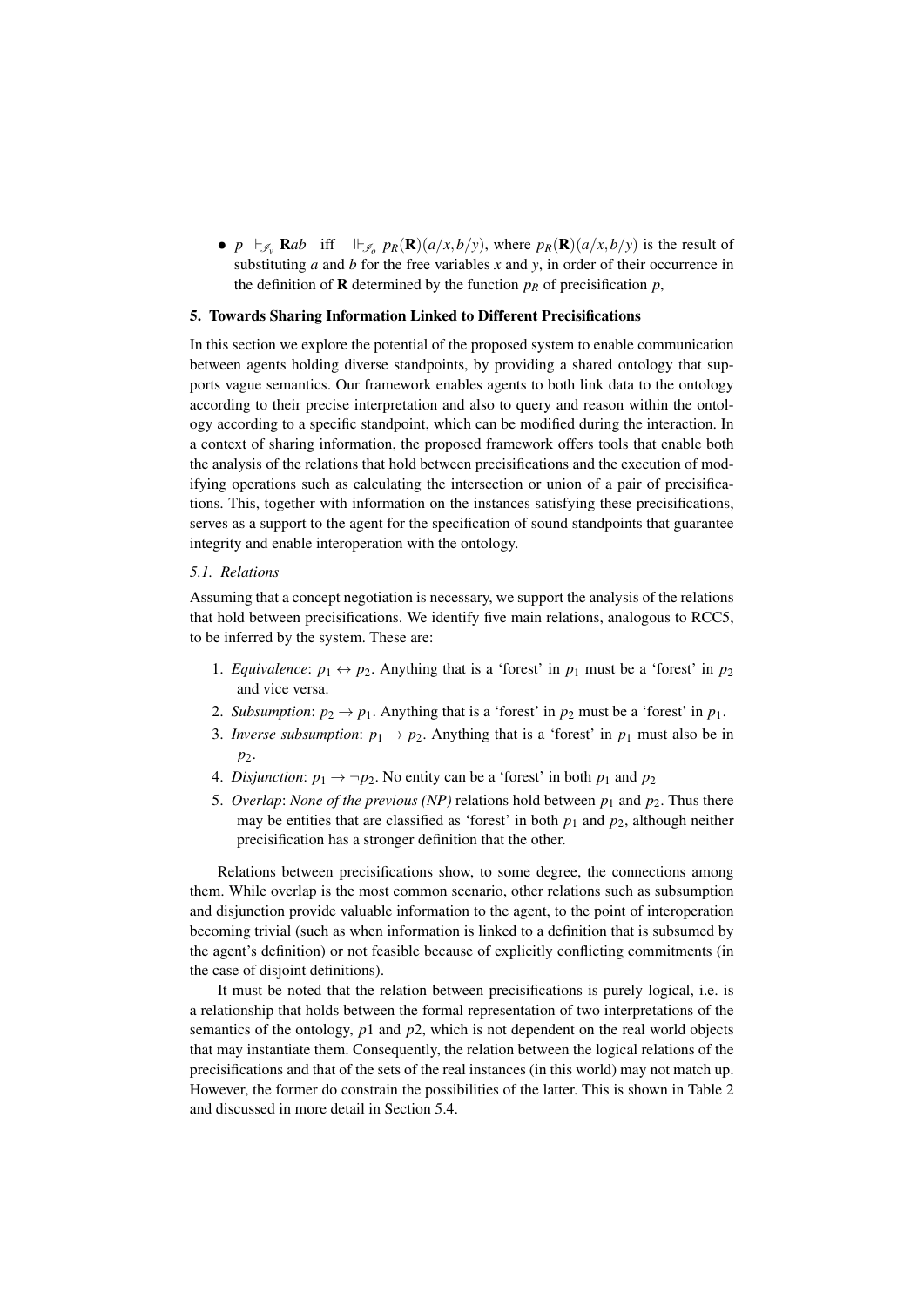- $p \Vdash_{\mathscr{I}_v} \mathbf{R}ab$ iff $\Vdash_{\mathscr{I}_o} p_R(\mathbf{R})(a/x, b/y)$, where $p_R(\mathbf{R})(a/x, b/y)$ is the result of substituting $a$ and $b$ for the free variables $x$ and $y$, in order of their occurrence in the definition of $\mathbf{R}$ determined by the function $p_R$ of precisification $p$,

## 5. Towards Sharing Information Linked to Different Precisifications

In this section we explore the potential of the proposed system to enable communication between agents holding diverse standpoints, by providing a shared ontology that supports vague semantics. Our framework enables agents to both link data to the ontology according to their precise interpretation and also to query and reason within the ontology according to a specific standpoint, which can be modified during the interaction. In a context of sharing information, the proposed framework offers tools that enable both the analysis of the relations that hold between precisifications and the execution of modifying operations such as calculating the intersection or union of a pair of precisifications. This, together with information on the instances satisfying these precisifications, serves as a support to the agent for the specification of sound standpoints that guarantee integrity and enable interoperation with the ontology.

### 5.1. Relations

Assuming that a concept negotiation is necessary, we support the analysis of the relations that hold between precisifications. We identify five main relations, analogous to RCC5, to be inferred by the system. These are:

1. *Equivalence*: $p_1 \leftrightarrow p_2$. Anything that is a 'forest' in $p_1$ must be a 'forest' in $p_2$ and vice versa.
2. *Subsumption*: $p_2 \rightarrow p_1$. Anything that is a 'forest' in $p_2$ must be a 'forest' in $p_1$.
3. *Inverse subsumption*: $p_1 \rightarrow p_2$. Anything that is a 'forest' in $p_1$ must also be in $p_2$.
4. *Disjunction*: $p_1 \rightarrow \neg p_2$. No entity can be a 'forest' in both $p_1$ and $p_2$
5. *Overlap*: *None of the previous (NP)* relations hold between $p_1$ and $p_2$. Thus there may be entities that are classified as 'forest' in both $p_1$ and $p_2$, although neither precisification has a stronger definition that the other.

Relations between precisifications show, to some degree, the connections among them. While overlap is the most common scenario, other relations such as subsumption and disjunction provide valuable information to the agent, to the point of interoperation becoming trivial (such as when information is linked to a definition that is subsumed by the agent's definition) or not feasible because of explicitly conflicting commitments (in the case of disjoint definitions).

It must be noted that the relation between precisifications is purely logical, i.e. is a relationship that holds between the formal representation of two interpretations of the semantics of the ontology, $p1$ and $p2$, which is not dependent on the real world objects that may instantiate them. Consequently, the relation between the logical relations of the precisifications and that of the sets of the real instances (in this world) may not match up. However, the former do constrain the possibilities of the latter. This is shown in Table 2 and discussed in more detail in Section 5.4.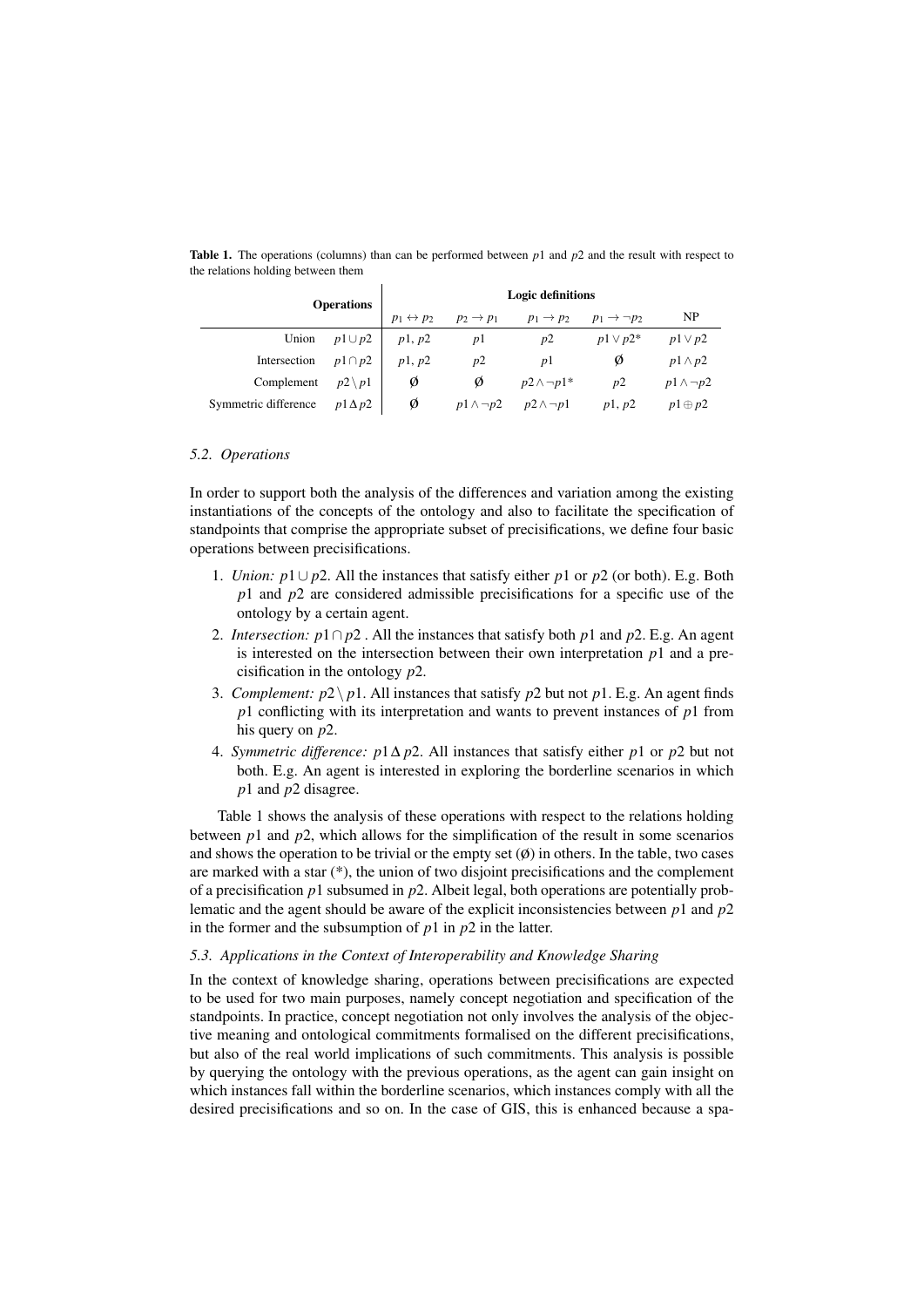**Table 1.** The operations (columns) than can be performed between $p1$ and $p2$ and the result with respect to the relations holding between them

| Operations | | Logic definitions | | | | |
|---|---|---|---|---|---|---|
| | | $p_1 \leftrightarrow p_2$ | $p_2 \rightarrow p_1$ | $p_1 \rightarrow p_2$ | $p_1 \rightarrow \neg p_2$ | NP |
| Union | $p1 \cup p2$ | $p1$, $p2$ | $p1$ | $p2$ | $p1 \vee p2$* | $p1 \vee p2$ |
| Intersection | $p1 \cap p2$ | $p1$, $p2$ | $p2$ | $p1$ | $\emptyset$ | $p1 \wedge p2$ |
| Complement | $p2 \setminus p1$ | $\emptyset$ | $\emptyset$ | $p2 \wedge \neg p1$* | $p2$ | $p1 \wedge \neg p2$ |
| Symmetric difference | $p1 \Delta p2$ | $\emptyset$ | $p1 \wedge \neg p2$ | $p2 \wedge \neg p1$ | $p1$, $p2$ | $p1 \oplus p2$ |

### 5.2. Operations

In order to support both the analysis of the differences and variation among the existing instantiations of the concepts of the ontology and also to facilitate the specification of standpoints that comprise the appropriate subset of precisifications, we define four basic operations between precisifications.

1. *Union:* $p1 \cup p2$. All the instances that satisfy either $p1$ or $p2$ (or both). E.g. Both $p1$ and $p2$ are considered admissible precisifications for a specific use of the ontology by a certain agent.
2. *Intersection:* $p1 \cap p2$ . All the instances that satisfy both $p1$ and $p2$. E.g. An agent is interested on the intersection between their own interpretation $p1$ and a precisification in the ontology $p2$.
3. *Complement:* $p2 \setminus p1$. All instances that satisfy $p2$ but not $p1$. E.g. An agent finds $p1$ conflicting with its interpretation and wants to prevent instances of $p1$ from his query on $p2$.
4. *Symmetric difference:* $p1 \Delta p2$. All instances that satisfy either $p1$ or $p2$ but not both. E.g. An agent is interested in exploring the borderline scenarios in which $p1$ and $p2$ disagree.

Table 1 shows the analysis of these operations with respect to the relations holding between $p1$ and $p2$, which allows for the simplification of the result in some scenarios and shows the operation to be trivial or the empty set ($\emptyset$) in others. In the table, two cases are marked with a star (*), the union of two disjoint precisifications and the complement of a precisification $p1$ subsumed in $p2$. Albeit legal, both operations are potentially problematic and the agent should be aware of the explicit inconsistencies between $p1$ and $p2$ in the former and the subsumption of $p1$ in $p2$ in the latter.

### 5.3. Applications in the Context of Interoperability and Knowledge Sharing

In the context of knowledge sharing, operations between precisifications are expected to be used for two main purposes, namely concept negotiation and specification of the standpoints. In practice, concept negotiation not only involves the analysis of the objective meaning and ontological commitments formalised on the different precisifications, but also of the real world implications of such commitments. This analysis is possible by querying the ontology with the previous operations, as the agent can gain insight on which instances fall within the borderline scenarios, which instances comply with all the desired precisifications and so on. In the case of GIS, this is enhanced because a spa-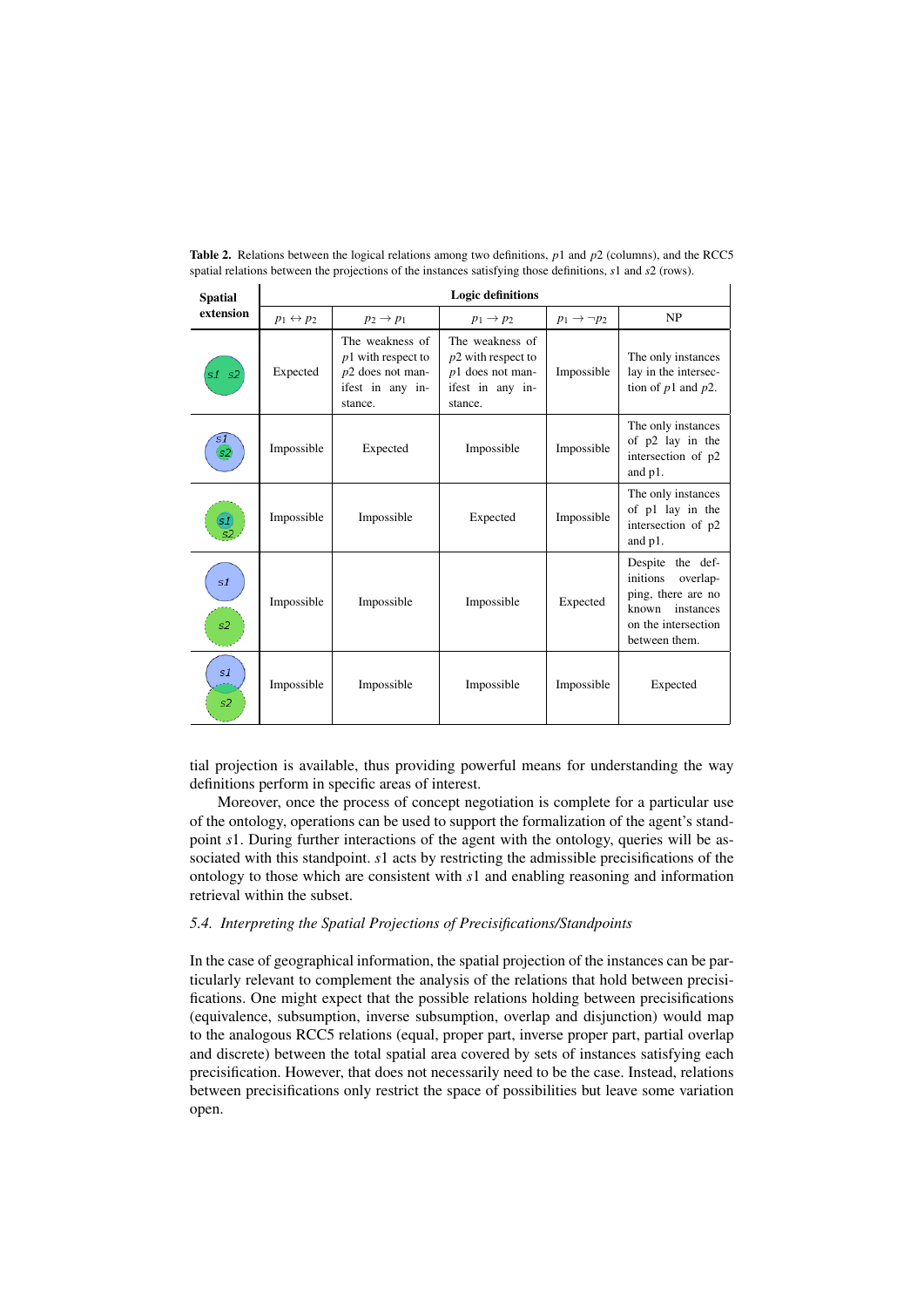**Table 2.** Relations between the logical relations among two definitions, $p1$ and $p2$ (columns), and the RCC5 spatial relations between the projections of the instances satisfying those definitions, $s1$ and $s2$ (rows).

| Spatial extension | Logic definitions | | | | |
|---|---|---|---|---|---|
| | $p_1 \leftrightarrow p_2$ | $p_2 \rightarrow p_1$ | $p_1 \rightarrow p_2$ | $p_1 \rightarrow \neg p_2$ | NP |
| s1 s2 | Expected | The weakness of $p1$ with respect to $p2$ does not manifest in any instance. | The weakness of $p2$ with respect to $p1$ does not manifest in any instance. | Impossible | The only instances lay in the intersection of $p1$ and $p2$. |
| s1 s2 | Impossible | Expected | Impossible | Impossible | The only instances of p2 lay in the intersection of p2 and p1. |
| s1 s2 | Impossible | Impossible | Expected | Impossible | The only instances of p1 lay in the intersection of p2 and p1. |
| s1 s2 | Impossible | Impossible | Impossible | Expected | Despite the definitions overlapping, there are no known instances on the intersection between them. |
| s1 s2 | Impossible | Impossible | Impossible | Impossible | Expected |

tial projection is available, thus providing powerful means for understanding the way definitions perform in specific areas of interest.

Moreover, once the process of concept negotiation is complete for a particular use of the ontology, operations can be used to support the formalization of the agent's standpoint $s1$. During further interactions of the agent with the ontology, queries will be associated with this standpoint. $s1$ acts by restricting the admissible precisifications of the ontology to those which are consistent with $s1$ and enabling reasoning and information retrieval within the subset.

### *5.4. Interpreting the Spatial Projections of Precisifications/Standpoints*

In the case of geographical information, the spatial projection of the instances can be particularly relevant to complement the analysis of the relations that hold between precisifications. One might expect that the possible relations holding between precisifications (equivalence, subsumption, inverse subsumption, overlap and disjunction) would map to the analogous RCC5 relations (equal, proper part, inverse proper part, partial overlap and discrete) between the total spatial area covered by sets of instances satisfying each precisification. However, that does not necessarily need to be the case. Instead, relations between precisifications only restrict the space of possibilities but leave some variation open.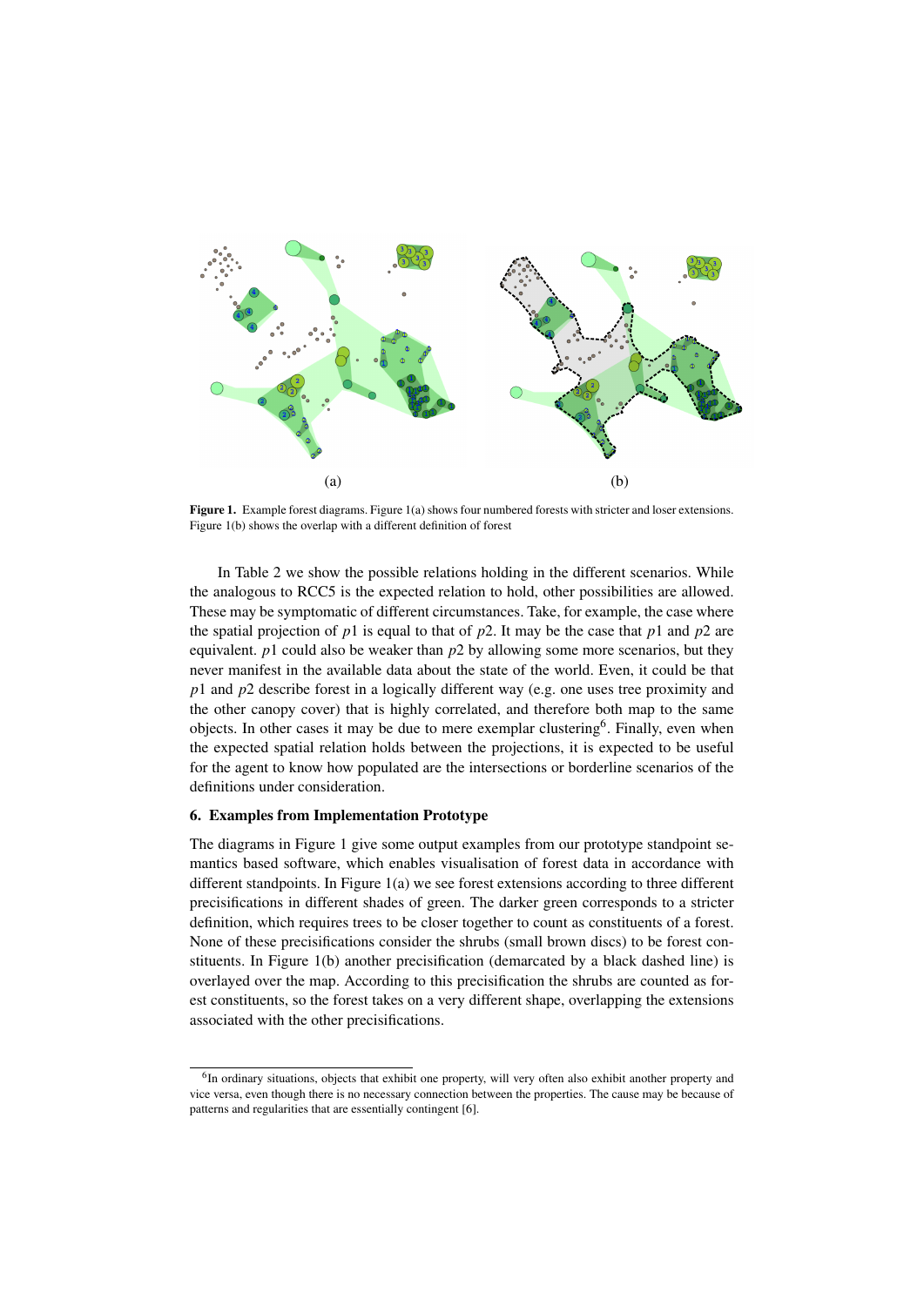(a) (b)

**Figure 1.** Example forest diagrams. Figure 1(a) shows four numbered forests with stricter and loser extensions. Figure 1(b) shows the overlap with a different definition of forest

In Table 2 we show the possible relations holding in the different scenarios. While the analogous to RCC5 is the expected relation to hold, other possibilities are allowed. These may be symptomatic of different circumstances. Take, for example, the case where the spatial projection of $p1$ is equal to that of $p2$. It may be the case that $p1$ and $p2$ are equivalent. $p1$ could also be weaker than $p2$ by allowing some more scenarios, but they never manifest in the available data about the state of the world. Even, it could be that $p1$ and $p2$ describe forest in a logically different way (e.g. one uses tree proximity and the other canopy cover) that is highly correlated, and therefore both map to the same objects. In other cases it may be due to mere exemplar clustering[6]. Finally, even when the expected spatial relation holds between the projections, it is expected to be useful for the agent to know how populated are the intersections or borderline scenarios of the definitions under consideration.

## 6. Examples from Implementation Prototype

The diagrams in Figure 1 give some output examples from our prototype standpoint semantics based software, which enables visualisation of forest data in accordance with different standpoints. In Figure 1(a) we see forest extensions according to three different precisifications in different shades of green. The darker green corresponds to a stricter definition, which requires trees to be closer together to count as constituents of a forest. None of these precisifications consider the shrubs (small brown discs) to be forest constituents. In Figure 1(b) another precisification (demarcated by a black dashed line) is overlayed over the map. According to this precisification the shrubs are counted as forest constituents, so the forest takes on a very different shape, overlapping the extensions associated with the other precisifications.

[6] In ordinary situations, objects that exhibit one property, will very often also exhibit another property and vice versa, even though there is no necessary connection between the properties. The cause may be because of patterns and regularities that are essentially contingent [6].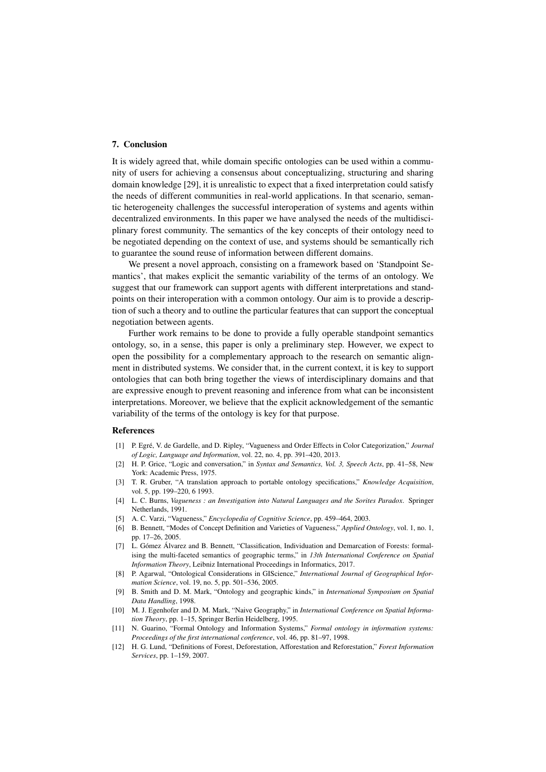## 7. Conclusion

It is widely agreed that, while domain specific ontologies can be used within a community of users for achieving a consensus about conceptualizing, structuring and sharing domain knowledge [29], it is unrealistic to expect that a fixed interpretation could satisfy the needs of different communities in real-world applications. In that scenario, semantic heterogeneity challenges the successful interoperation of systems and agents within decentralized environments. In this paper we have analysed the needs of the multidisciplinary forest community. The semantics of the key concepts of their ontology need to be negotiated depending on the context of use, and systems should be semantically rich to guarantee the sound reuse of information between different domains.

We present a novel approach, consisting on a framework based on 'Standpoint Semantics', that makes explicit the semantic variability of the terms of an ontology. We suggest that our framework can support agents with different interpretations and standpoints on their interoperation with a common ontology. Our aim is to provide a description of such a theory and to outline the particular features that can support the conceptual negotiation between agents.

Further work remains to be done to provide a fully operable standpoint semantics ontology, so, in a sense, this paper is only a preliminary step. However, we expect to open the possibility for a complementary approach to the research on semantic alignment in distributed systems. We consider that, in the current context, it is key to support ontologies that can both bring together the views of interdisciplinary domains and that are expressive enough to prevent reasoning and inference from what can be inconsistent interpretations. Moreover, we believe that the explicit acknowledgement of the semantic variability of the terms of the ontology is key for that purpose.

### References

[1] P. Egré, V. de Gardelle, and D. Ripley, "Vagueness and Order Effects in Color Categorization," *Journal of Logic, Language and Information*, vol. 22, no. 4, pp. 391–420, 2013.

[2] H. P. Grice, "Logic and conversation," in *Syntax and Semantics, Vol. 3, Speech Acts*, pp. 41–58, New York: Academic Press, 1975.

[3] T. R. Gruber, "A translation approach to portable ontology specifications," *Knowledge Acquisition*, vol. 5, pp. 199–220, 6 1993.

[4] L. C. Burns, *Vagueness : an Investigation into Natural Languages and the Sorites Paradox*. Springer Netherlands, 1991.

[5] A. C. Varzi, "Vagueness," *Encyclopedia of Cognitive Science*, pp. 459–464, 2003.

[6] B. Bennett, "Modes of Concept Definition and Varieties of Vagueness," *Applied Ontology*, vol. 1, no. 1, pp. 17–26, 2005.

[7] L. Gómez Álvarez and B. Bennett, "Classification, Individuation and Demarcation of Forests: formalising the multi-faceted semantics of geographic terms," in *13th International Conference on Spatial Information Theory*, Leibniz International Proceedings in Informatics, 2017.

[8] P. Agarwal, "Ontological Considerations in GIScience," *International Journal of Geographical Information Science*, vol. 19, no. 5, pp. 501–536, 2005.

[9] B. Smith and D. M. Mark, "Ontology and geographic kinds," in *International Symposium on Spatial Data Handling*, 1998.

[10] M. J. Egenhofer and D. M. Mark, "Naive Geography," in *International Conference on Spatial Information Theory*, pp. 1–15, Springer Berlin Heidelberg, 1995.

[11] N. Guarino, "Formal Ontology and Information Systems," *Formal ontology in information systems: Proceedings of the first international conference*, vol. 46, pp. 81–97, 1998.

[12] H. G. Lund, "Definitions of Forest, Deforestation, Afforestation and Reforestation," *Forest Information Services*, pp. 1–159, 2007.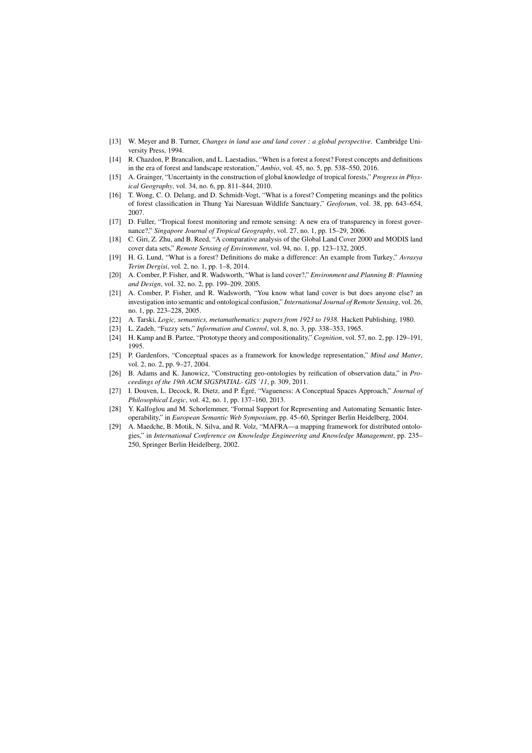[13] W. Meyer and B. Turner, *Changes in land use and land cover : a global perspective*. Cambridge University Press, 1994.

[14] R. Chazdon, P. Brancalion, and L. Laestadius, "When is a forest a forest? Forest concepts and definitions in the era of forest and landscape restoration," *Ambio*, vol. 45, no. 5, pp. 538–550, 2016.

[15] A. Grainger, "Uncertainty in the construction of global knowledge of tropical forests," *Progress in Physical Geography*, vol. 34, no. 6, pp. 811–844, 2010.

[16] T. Wong, C. O. Delang, and D. Schmidt-Vogt, "What is a forest? Competing meanings and the politics of forest classification in Thung Yai Naresuan Wildlife Sanctuary," *Geoforum*, vol. 38, pp. 643–654, 2007.

[17] D. Fuller, "Tropical forest monitoring and remote sensing: A new era of transparency in forest governance?," *Singapore Journal of Tropical Geography*, vol. 27, no. 1, pp. 15–29, 2006.

[18] C. Giri, Z. Zhu, and B. Reed, "A comparative analysis of the Global Land Cover 2000 and MODIS land cover data sets," *Remote Sensing of Environment*, vol. 94, no. 1, pp. 123–132, 2005.

[19] H. G. Lund, "What is a forest? Definitions do make a difference: An example from Turkey," *Avrasya Terim Dergisi*, vol. 2, no. 1, pp. 1–8, 2014.

[20] A. Comber, P. Fisher, and R. Wadsworth, "What is land cover?," *Environment and Planning B: Planning and Design*, vol. 32, no. 2, pp. 199–209, 2005.

[21] A. Comber, P. Fisher, and R. Wadsworth, "You know what land cover is but does anyone else? an investigation into semantic and ontological confusion," *International Journal of Remote Sensing*, vol. 26, no. 1, pp. 223–228, 2005.

[22] A. Tarski, *Logic, semantics, metamathematics: papers from 1923 to 1938*. Hackett Publishing, 1980.

[23] L. Zadeh, "Fuzzy sets," *Information and Control*, vol. 8, no. 3, pp. 338–353, 1965.

[24] H. Kamp and B. Partee, "Prototype theory and compositionality," *Cognition*, vol. 57, no. 2, pp. 129–191, 1995.

[25] P. Gardenfors, "Conceptual spaces as a framework for knowledge representation," *Mind and Matter*, vol. 2, no. 2, pp. 9–27, 2004.

[26] B. Adams and K. Janowicz, "Constructing geo-ontologies by reification of observation data," in *Proceedings of the 19th ACM SIGSPATIAL- GIS '11*, p. 309, 2011.

[27] I. Douven, L. Decock, R. Dietz, and P. Égré, "Vagueness: A Conceptual Spaces Approach," *Journal of Philosophical Logic*, vol. 42, no. 1, pp. 137–160, 2013.

[28] Y. Kalfoglou and M. Schorlemmer, "Formal Support for Representing and Automating Semantic Interoperability," in *European Semantic Web Symposium*, pp. 45–60, Springer Berlin Heidelberg, 2004.

[29] A. Maedche, B. Motik, N. Silva, and R. Volz, "MAFRA—a mapping framework for distributed ontologies," in *International Conference on Knowledge Engineering and Knowledge Management*, pp. 235–250, Springer Berlin Heidelberg, 2002.